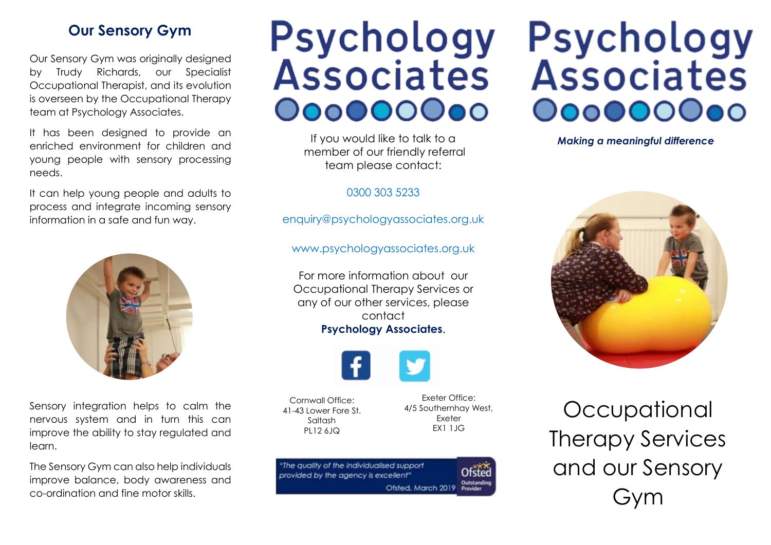## Our Sensory Gym

Our Sensory Gym was originally designed by Trudy Richards, our Specialist Occupational Therapist, and its evolution is overseen by the Occupational Therapy team at Psychology Associates.

It has been designed to provide an enriched environment for children and young people with sensory processing needs.

It can help young people and adults to process and integrate incoming sensory information in a safe and fun way.

Sensory integration helps to calm the nervous system and in turn this can improve the ability to stay regulated and learn.

The Sensory Gym can also help individuals improve balance, body awareness and co-ordination and fine motor skills.

# Psychology Associates

If you would like to talk to a member of our friendly referral team please contact:

0300 303 5233

enquiry@psychologyassociates.org.uk

www.psychologyassociates.org.uk

For more information about our Occupational Therapy Services or any of our other services, please contact **Psychology Associates**.

Cornwall Office:
41-43 Lower Fore St.
Saltash
PL12 6JQ

Exeter Office:
4/5 Southernhay West,
Exeter
EX1 1JG

*"The quality of the individualised support provided by the agency is excellent"*
Ofsted, March 2019 — Ofsted Outstanding Provider

# Psychology Associates

***Making a meaningful difference***

# Occupational Therapy Services and our Sensory Gym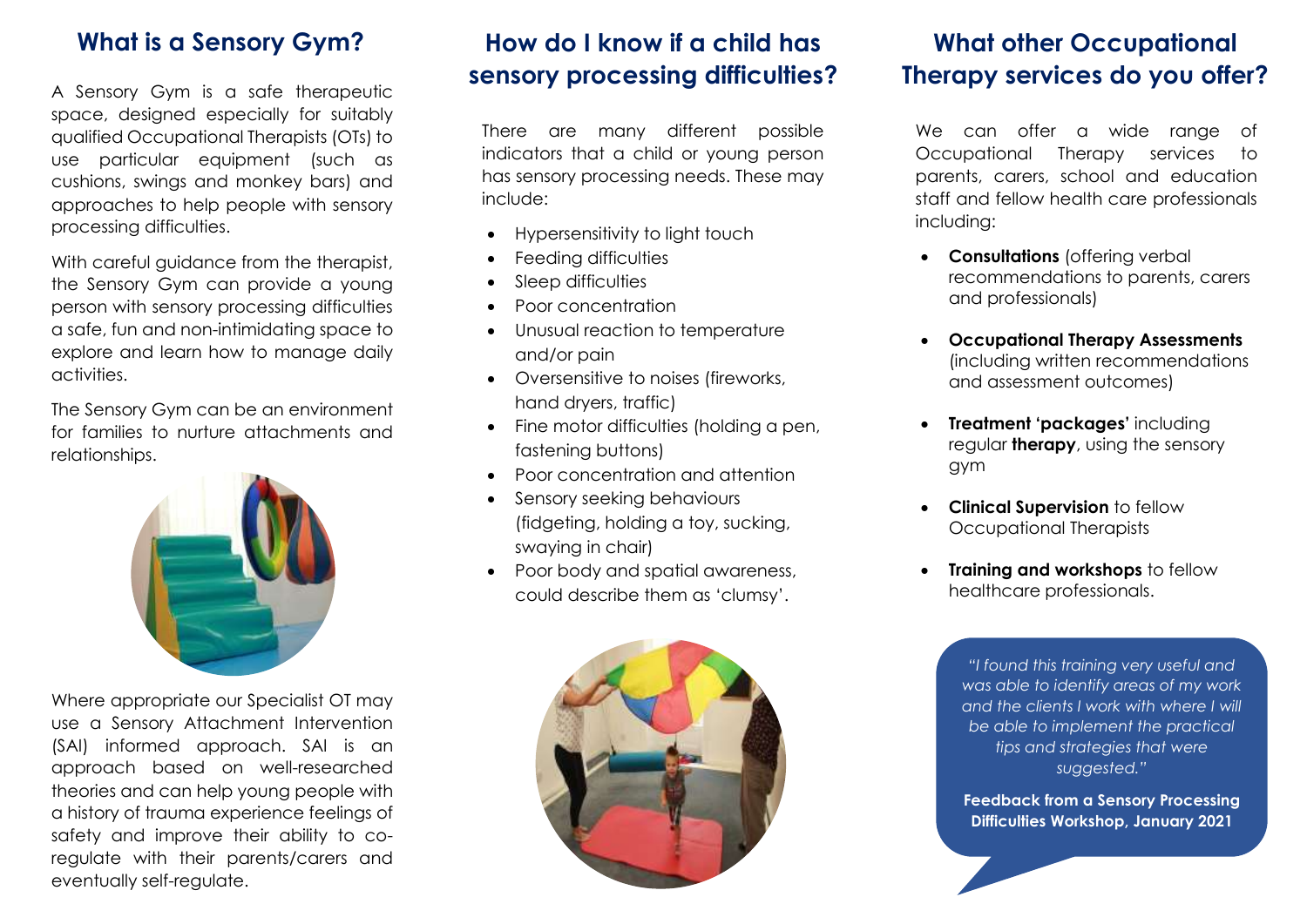## What is a Sensory Gym?

A Sensory Gym is a safe therapeutic space, designed especially for suitably qualified Occupational Therapists (OTs) to use particular equipment (such as cushions, swings and monkey bars) and approaches to help people with sensory processing difficulties.

With careful guidance from the therapist, the Sensory Gym can provide a young person with sensory processing difficulties a safe, fun and non-intimidating space to explore and learn how to manage daily activities.

The Sensory Gym can be an environment for families to nurture attachments and relationships.

Where appropriate our Specialist OT may use a Sensory Attachment Intervention (SAI) informed approach. SAI is an approach based on well-researched theories and can help young people with a history of trauma experience feelings of safety and improve their ability to co-regulate with their parents/carers and eventually self-regulate.

## How do I know if a child has sensory processing difficulties?

There are many different possible indicators that a child or young person has sensory processing needs. These may include:

- Hypersensitivity to light touch
- Feeding difficulties
- Sleep difficulties
- Poor concentration
- Unusual reaction to temperature and/or pain
- Oversensitive to noises (fireworks, hand dryers, traffic)
- Fine motor difficulties (holding a pen, fastening buttons)
- Poor concentration and attention
- Sensory seeking behaviours (fidgeting, holding a toy, sucking, swaying in chair)
- Poor body and spatial awareness, could describe them as 'clumsy'.

## What other Occupational Therapy services do you offer?

We can offer a wide range of Occupational Therapy services to parents, carers, school and education staff and fellow health care professionals including:

- **Consultations** (offering verbal recommendations to parents, carers and professionals)
- **Occupational Therapy Assessments** (including written recommendations and assessment outcomes)
- **Treatment 'packages'** including regular **therapy**, using the sensory gym
- **Clinical Supervision** to fellow Occupational Therapists
- **Training and workshops** to fellow healthcare professionals.

*"I found this training very useful and was able to identify areas of my work and the clients I work with where I will be able to implement the practical tips and strategies that were suggested."*

**Feedback from a Sensory Processing Difficulties Workshop, January 2021**